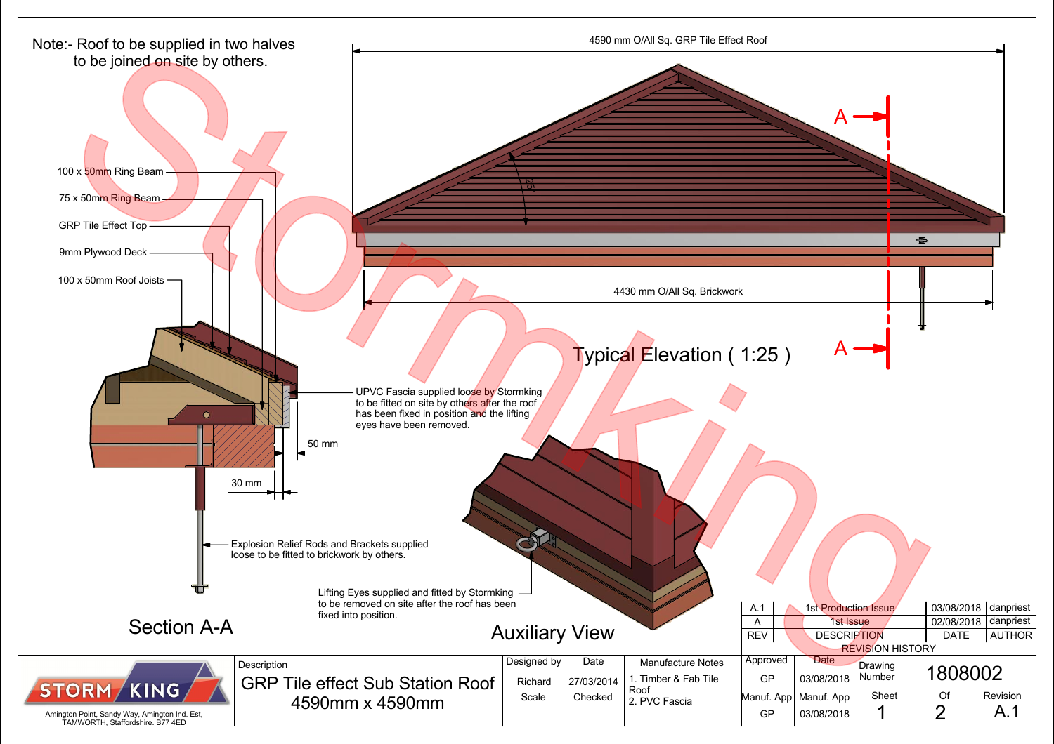Note:- Roof to be supplied in two halves to be joined on site by others.

4590 mm O/All Sq. GRP Tile Effect Roof

25°

4430 mm O/All Sq. Brickwork

## Typical Elevation ( 1:25 )

A — A

- 100 x 50mm Ring Beam
- 75 x 50mm Ring Beam
- GRP Tile Effect Top
- 9mm Plywood Deck
- 100 x 50mm Roof Joists

UPVC Fascia supplied loose by Stormking to be fitted on site by others after the roof has been fixed in position and the lifting eyes have been removed.

50 mm

30 mm

Explosion Relief Rods and Brackets supplied loose to be fitted to brickwork by others.

Lifting Eyes supplied and fitted by Stormking to be removed on site after the roof has been fixed into position.

## Section A-A

## Auxiliary View

| REV | DESCRIPTION | DATE | AUTHOR |
|---|---|---|---|
| A.1 | 1st Production Issue | 03/08/2018 | danpriest |
| A | 1st Issue | 02/08/2018 | danpriest |

REVISION HISTORY

STORM KING

Amington Point, Sandy Way, Amington Ind. Est, TAMWORTH, Staffordshire. B77 4ED

| Description | Designed by | Date | Manufacture Notes | Approved | Date | Drawing Number |
|---|---|---|---|---|---|---|
| GRP Tile effect Sub Station Roof 4590mm x 4590mm | Richard | 27/03/2014 | 1. Timber & Fab Tile Roof 2. PVC Fascia | GP | 03/08/2018 | 1808002 |
| | Scale | Checked | | Manuf. App | Manuf. App | |
| | | | | GP | 03/08/2018 | |

| Sheet | Of | Revision |
|---|---|---|
| 1 | 2 | A.1 |

Stormking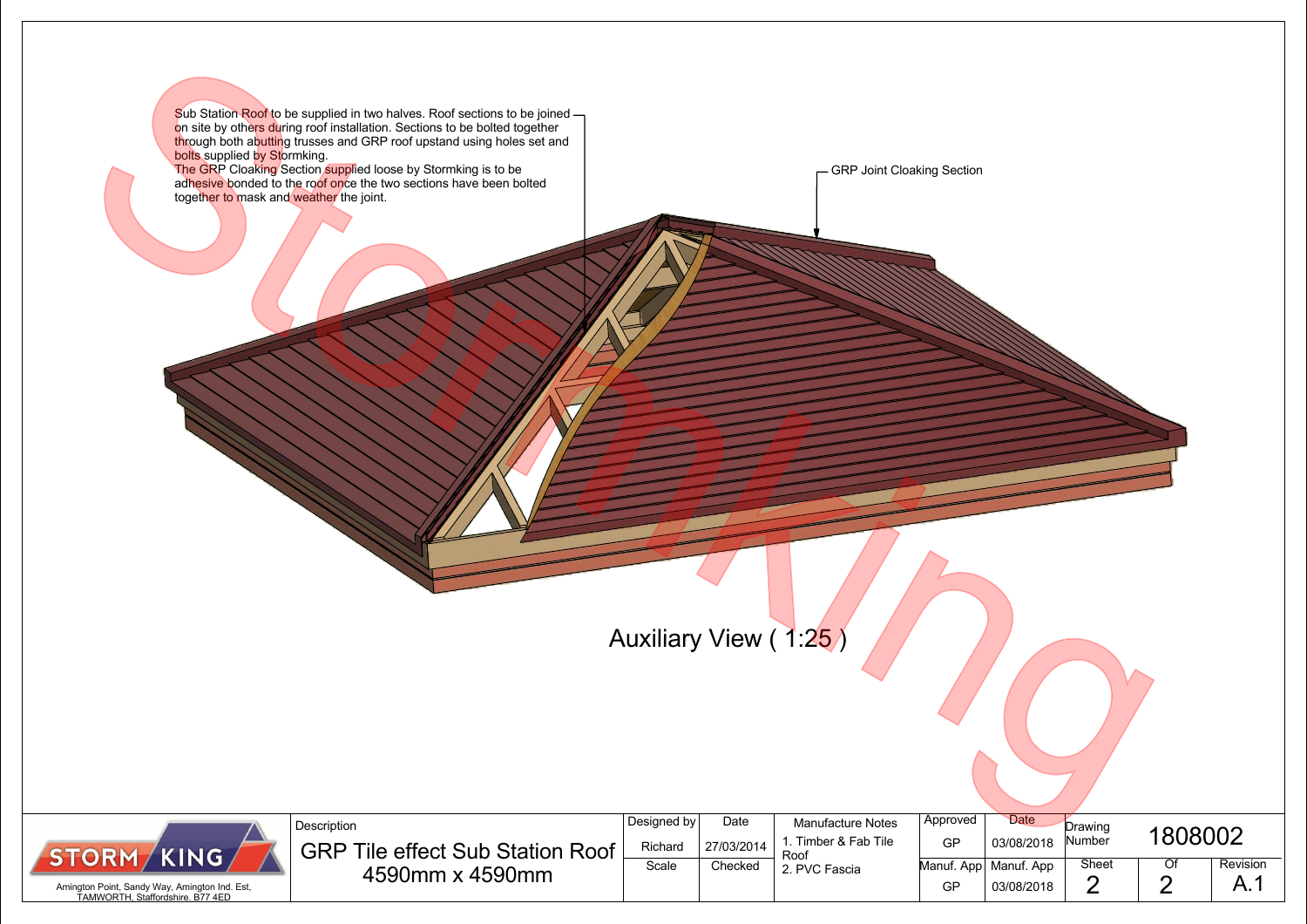Sub Station Roof to be supplied in two halves. Roof sections to be joined on site by others during roof installation. Sections to be bolted together through both abutting trusses and GRP roof upstand using holes set and bolts supplied by Stormking.
The GRP Cloaking Section supplied loose by Stormking is to be adhesive bonded to the roof once the two sections have been bolted together to mask and weather the joint.

GRP Joint Cloaking Section

Auxiliary View ( 1:25 )

Stormking

STORM KING

Amington Point, Sandy Way, Amington Ind. Est, TAMWORTH, Staffordshire. B77 4ED

| Description | Designed by | Date | Manufacture Notes | Approved | Date | Drawing Number | | |
|---|---|---|---|---|---|---|---|---|
| GRP Tile effect Sub Station Roof 4590mm x 4590mm | Richard | 27/03/2014 | 1. Timber & Fab Tile Roof | GP | 03/08/2018 | 1808002 | | |
| | Scale | Checked | 2. PVC Fascia | Manuf. App | Manuf. App | Sheet | Of | Revision |
| | | | | GP | 03/08/2018 | 2 | 2 | A.1 |